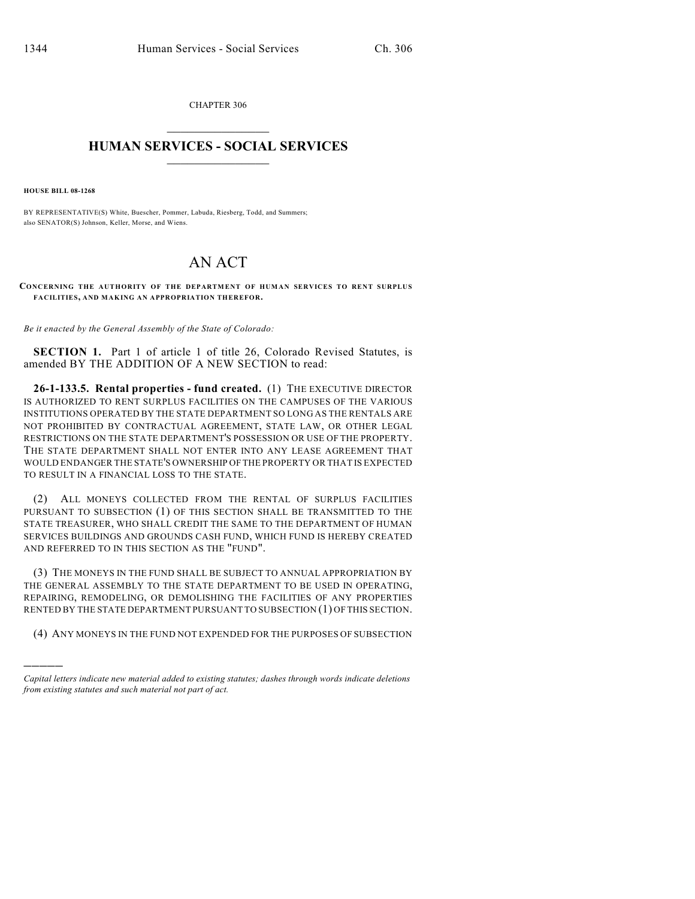CHAPTER 306

# HUMAN SERVICES - SOCIAL SERVICES

**HOUSE BILL 08-1268**

BY REPRESENTATIVE(S) White, Buescher, Pommer, Labuda, Riesberg, Todd, and Summers;
also SENATOR(S) Johnson, Keller, Morse, and Wiens.

# AN ACT

**CONCERNING THE AUTHORITY OF THE DEPARTMENT OF HUMAN SERVICES TO RENT SURPLUS FACILITIES, AND MAKING AN APPROPRIATION THEREFOR.**

*Be it enacted by the General Assembly of the State of Colorado:*

**SECTION 1.** Part 1 of article 1 of title 26, Colorado Revised Statutes, is amended BY THE ADDITION OF A NEW SECTION to read:

**26-1-133.5. Rental properties - fund created.** (1) THE EXECUTIVE DIRECTOR IS AUTHORIZED TO RENT SURPLUS FACILITIES ON THE CAMPUSES OF THE VARIOUS INSTITUTIONS OPERATED BY THE STATE DEPARTMENT SO LONG AS THE RENTALS ARE NOT PROHIBITED BY CONTRACTUAL AGREEMENT, STATE LAW, OR OTHER LEGAL RESTRICTIONS ON THE STATE DEPARTMENT'S POSSESSION OR USE OF THE PROPERTY. THE STATE DEPARTMENT SHALL NOT ENTER INTO ANY LEASE AGREEMENT THAT WOULD ENDANGER THE STATE'S OWNERSHIP OF THE PROPERTY OR THAT IS EXPECTED TO RESULT IN A FINANCIAL LOSS TO THE STATE.

(2) ALL MONEYS COLLECTED FROM THE RENTAL OF SURPLUS FACILITIES PURSUANT TO SUBSECTION (1) OF THIS SECTION SHALL BE TRANSMITTED TO THE STATE TREASURER, WHO SHALL CREDIT THE SAME TO THE DEPARTMENT OF HUMAN SERVICES BUILDINGS AND GROUNDS CASH FUND, WHICH FUND IS HEREBY CREATED AND REFERRED TO IN THIS SECTION AS THE "FUND".

(3) THE MONEYS IN THE FUND SHALL BE SUBJECT TO ANNUAL APPROPRIATION BY THE GENERAL ASSEMBLY TO THE STATE DEPARTMENT TO BE USED IN OPERATING, REPAIRING, REMODELING, OR DEMOLISHING THE FACILITIES OF ANY PROPERTIES RENTED BY THE STATE DEPARTMENT PURSUANT TO SUBSECTION (1) OF THIS SECTION.

(4) ANY MONEYS IN THE FUND NOT EXPENDED FOR THE PURPOSES OF SUBSECTION

---

*Capital letters indicate new material added to existing statutes; dashes through words indicate deletions from existing statutes and such material not part of act.*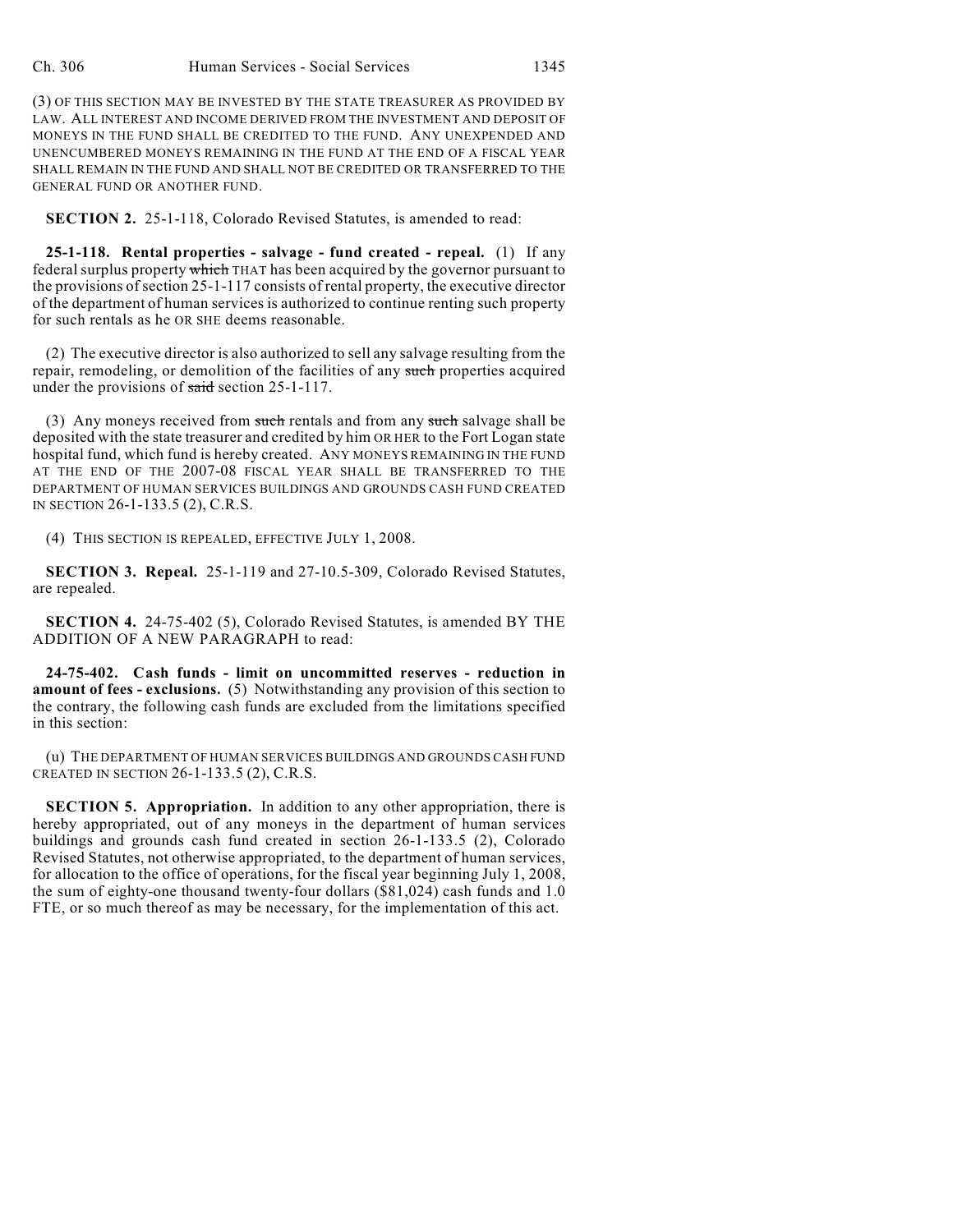(3) OF THIS SECTION MAY BE INVESTED BY THE STATE TREASURER AS PROVIDED BY LAW. ALL INTEREST AND INCOME DERIVED FROM THE INVESTMENT AND DEPOSIT OF MONEYS IN THE FUND SHALL BE CREDITED TO THE FUND. ANY UNEXPENDED AND UNENCUMBERED MONEYS REMAINING IN THE FUND AT THE END OF A FISCAL YEAR SHALL REMAIN IN THE FUND AND SHALL NOT BE CREDITED OR TRANSFERRED TO THE GENERAL FUND OR ANOTHER FUND.

**SECTION 2.** 25-1-118, Colorado Revised Statutes, is amended to read:

**25-1-118. Rental properties - salvage - fund created - repeal.** (1) If any federal surplus property ~~which~~ THAT has been acquired by the governor pursuant to the provisions of section 25-1-117 consists of rental property, the executive director of the department of human services is authorized to continue renting such property for such rentals as he OR SHE deems reasonable.

(2) The executive director is also authorized to sell any salvage resulting from the repair, remodeling, or demolition of the facilities of any ~~such~~ properties acquired under the provisions of ~~said~~ section 25-1-117.

(3) Any moneys received from ~~such~~ rentals and from any ~~such~~ salvage shall be deposited with the state treasurer and credited by him OR HER to the Fort Logan state hospital fund, which fund is hereby created. ANY MONEYS REMAINING IN THE FUND AT THE END OF THE 2007-08 FISCAL YEAR SHALL BE TRANSFERRED TO THE DEPARTMENT OF HUMAN SERVICES BUILDINGS AND GROUNDS CASH FUND CREATED IN SECTION 26-1-133.5 (2), C.R.S.

(4) THIS SECTION IS REPEALED, EFFECTIVE JULY 1, 2008.

**SECTION 3. Repeal.** 25-1-119 and 27-10.5-309, Colorado Revised Statutes, are repealed.

**SECTION 4.** 24-75-402 (5), Colorado Revised Statutes, is amended BY THE ADDITION OF A NEW PARAGRAPH to read:

**24-75-402. Cash funds - limit on uncommitted reserves - reduction in amount of fees - exclusions.** (5) Notwithstanding any provision of this section to the contrary, the following cash funds are excluded from the limitations specified in this section:

(u) THE DEPARTMENT OF HUMAN SERVICES BUILDINGS AND GROUNDS CASH FUND CREATED IN SECTION 26-1-133.5 (2), C.R.S.

**SECTION 5. Appropriation.** In addition to any other appropriation, there is hereby appropriated, out of any moneys in the department of human services buildings and grounds cash fund created in section 26-1-133.5 (2), Colorado Revised Statutes, not otherwise appropriated, to the department of human services, for allocation to the office of operations, for the fiscal year beginning July 1, 2008, the sum of eighty-one thousand twenty-four dollars ($81,024) cash funds and 1.0 FTE, or so much thereof as may be necessary, for the implementation of this act.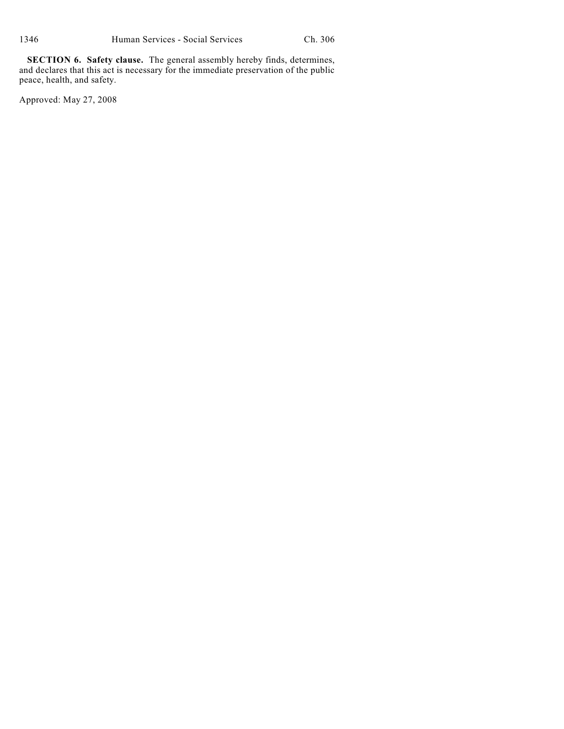**SECTION 6. Safety clause.** The general assembly hereby finds, determines, and declares that this act is necessary for the immediate preservation of the public peace, health, and safety.

Approved: May 27, 2008